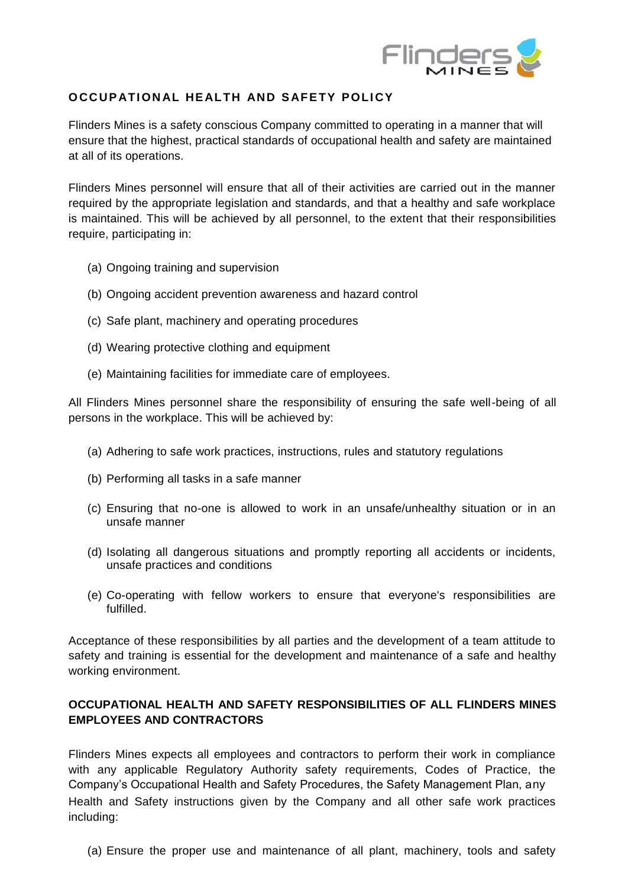## OCCUPATIONAL HEALTH AND SAFETY POLICY

Flinders Mines is a safety conscious Company committed to operating in a manner that will ensure that the highest, practical standards of occupational health and safety are maintained at all of its operations.

Flinders Mines personnel will ensure that all of their activities are carried out in the manner required by the appropriate legislation and standards, and that a healthy and safe workplace is maintained. This will be achieved by all personnel, to the extent that their responsibilities require, participating in:

(a) Ongoing training and supervision

(b) Ongoing accident prevention awareness and hazard control

(c) Safe plant, machinery and operating procedures

(d) Wearing protective clothing and equipment

(e) Maintaining facilities for immediate care of employees.

All Flinders Mines personnel share the responsibility of ensuring the safe well-being of all persons in the workplace. This will be achieved by:

(a) Adhering to safe work practices, instructions, rules and statutory regulations

(b) Performing all tasks in a safe manner

(c) Ensuring that no-one is allowed to work in an unsafe/unhealthy situation or in an unsafe manner

(d) Isolating all dangerous situations and promptly reporting all accidents or incidents, unsafe practices and conditions

(e) Co-operating with fellow workers to ensure that everyone's responsibilities are fulfilled.

Acceptance of these responsibilities by all parties and the development of a team attitude to safety and training is essential for the development and maintenance of a safe and healthy working environment.

## OCCUPATIONAL HEALTH AND SAFETY RESPONSIBILITIES OF ALL FLINDERS MINES EMPLOYEES AND CONTRACTORS

Flinders Mines expects all employees and contractors to perform their work in compliance with any applicable Regulatory Authority safety requirements, Codes of Practice, the Company's Occupational Health and Safety Procedures, the Safety Management Plan, any Health and Safety instructions given by the Company and all other safe work practices including:

(a) Ensure the proper use and maintenance of all plant, machinery, tools and safety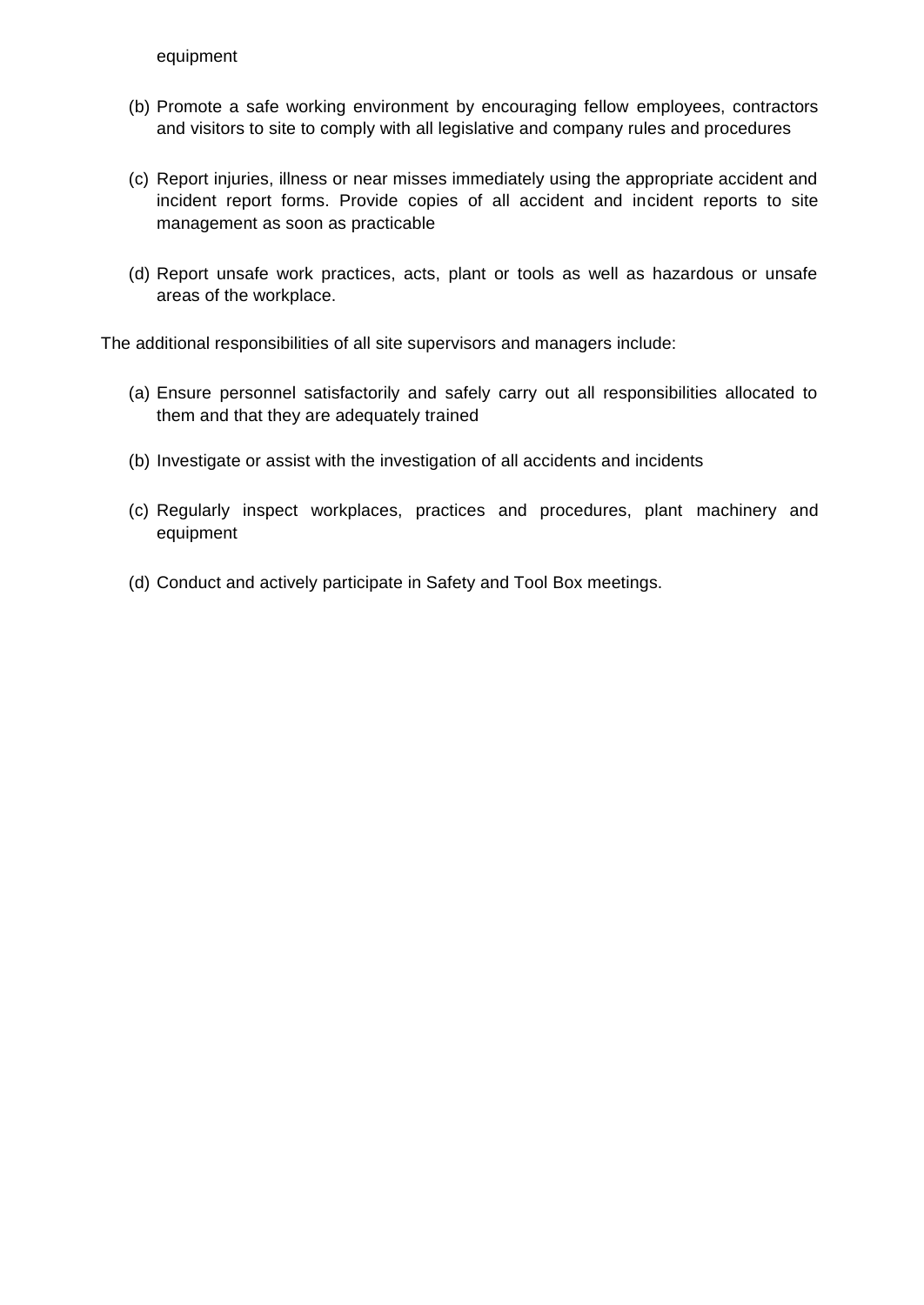equipment

(b) Promote a safe working environment by encouraging fellow employees, contractors and visitors to site to comply with all legislative and company rules and procedures

(c) Report injuries, illness or near misses immediately using the appropriate accident and incident report forms. Provide copies of all accident and incident reports to site management as soon as practicable

(d) Report unsafe work practices, acts, plant or tools as well as hazardous or unsafe areas of the workplace.

The additional responsibilities of all site supervisors and managers include:

(a) Ensure personnel satisfactorily and safely carry out all responsibilities allocated to them and that they are adequately trained

(b) Investigate or assist with the investigation of all accidents and incidents

(c) Regularly inspect workplaces, practices and procedures, plant machinery and equipment

(d) Conduct and actively participate in Safety and Tool Box meetings.